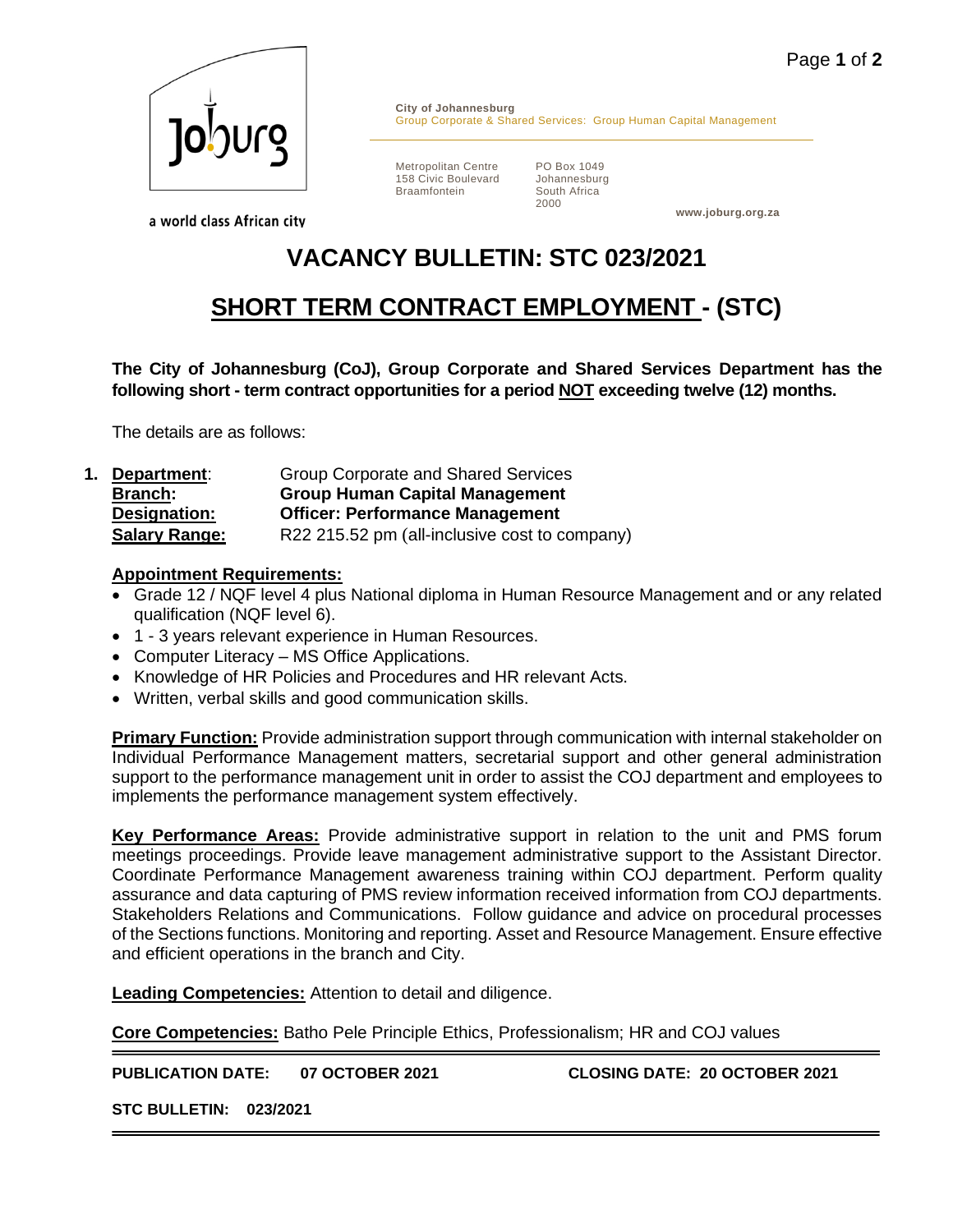**City of Johannesburg**
Group Corporate & Shared Services: Group Human Capital Management

Metropolitan Centre
158 Civic Boulevard
Braamfontein

PO Box 1049
Johannesburg
South Africa
2000

www.joburg.org.za

a world class African city

# VACANCY BULLETIN: STC 023/2021

# SHORT TERM CONTRACT EMPLOYMENT - (STC)

**The City of Johannesburg (CoJ), Group Corporate and Shared Services Department has the following short - term contract opportunities for a period NOT exceeding twelve (12) months.**

The details are as follows:

1. **Department**: Group Corporate and Shared Services
   **Branch:** **Group Human Capital Management**
   **Designation:** **Officer: Performance Management**
   **Salary Range:** R22 215.52 pm (all-inclusive cost to company)

**Appointment Requirements:**

- Grade 12 / NQF level 4 plus National diploma in Human Resource Management and or any related qualification (NQF level 6).
- 1 - 3 years relevant experience in Human Resources.
- Computer Literacy – MS Office Applications.
- Knowledge of HR Policies and Procedures and HR relevant Acts.
- Written, verbal skills and good communication skills.

**Primary Function:** Provide administration support through communication with internal stakeholder on Individual Performance Management matters, secretarial support and other general administration support to the performance management unit in order to assist the COJ department and employees to implements the performance management system effectively.

**Key Performance Areas:** Provide administrative support in relation to the unit and PMS forum meetings proceedings. Provide leave management administrative support to the Assistant Director. Coordinate Performance Management awareness training within COJ department. Perform quality assurance and data capturing of PMS review information received information from COJ departments. Stakeholders Relations and Communications. Follow guidance and advice on procedural processes of the Sections functions. Monitoring and reporting. Asset and Resource Management. Ensure effective and efficient operations in the branch and City.

**Leading Competencies:** Attention to detail and diligence.

**Core Competencies:** Batho Pele Principle Ethics, Professionalism; HR and COJ values

---

**PUBLICATION DATE: 07 OCTOBER 2021** **CLOSING DATE: 20 OCTOBER 2021**

**STC BULLETIN: 023/2021**

---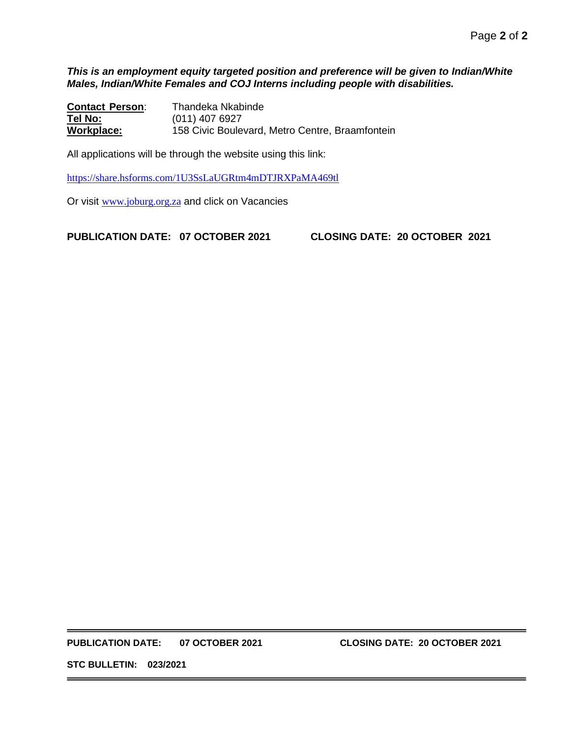***This is an employment equity targeted position and preference will be given to Indian/White Males, Indian/White Females and COJ Interns including people with disabilities.***

**Contact Person**: Thandeka Nkabinde
**Tel No:** (011) 407 6927
**Workplace:** 158 Civic Boulevard, Metro Centre, Braamfontein

All applications will be through the website using this link:

https://share.hsforms.com/1U3SsLaUGRtm4mDTJRXPaMA469tl

Or visit www.joburg.org.za and click on Vacancies

**PUBLICATION DATE: 07 OCTOBER 2021** **CLOSING DATE: 20 OCTOBER 2021**

---

**PUBLICATION DATE: 07 OCTOBER 2021** **CLOSING DATE: 20 OCTOBER 2021**

**STC BULLETIN: 023/2021**

---